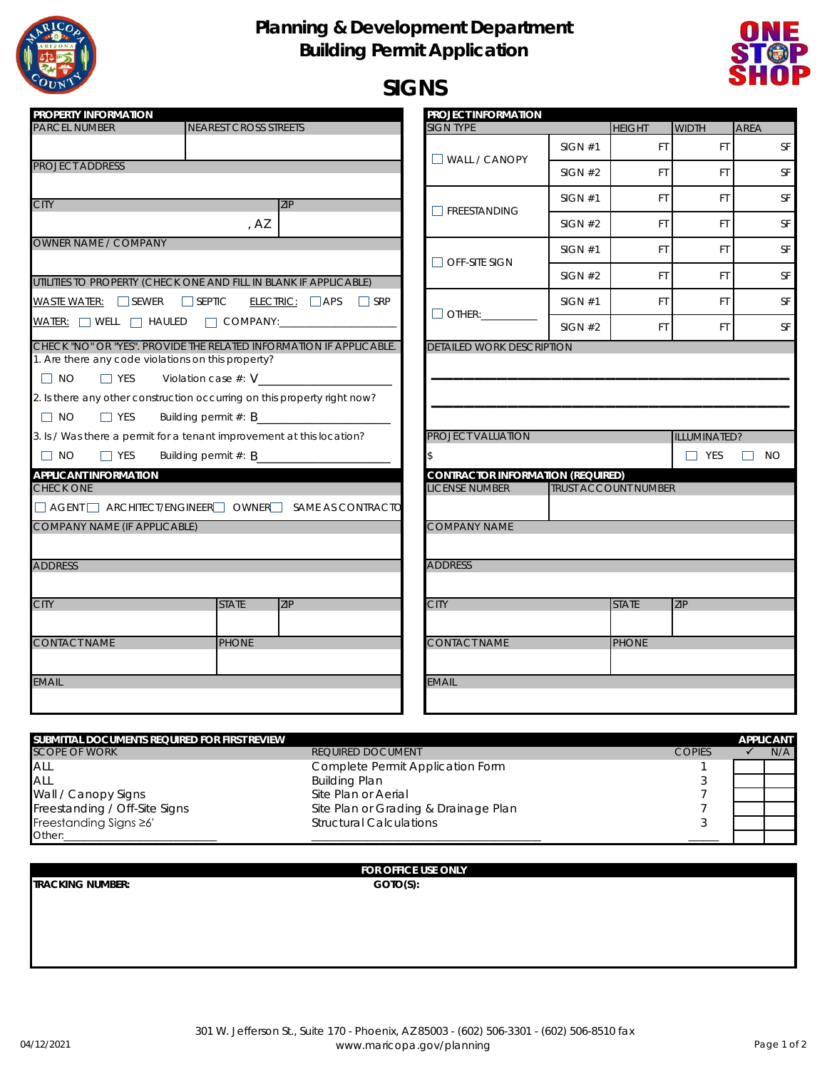# Planning & Development Department
## Building Permit Application
# SIGNS

## PROPERTY INFORMATION

| PARCEL NUMBER | NEAREST CROSS STREETS |
|---|---|
| | |

PROJECT ADDRESS

| CITY | ZIP |
|---|---|
| , AZ | |

OWNER NAME / COMPANY

UTILITIES TO PROPERTY (CHECK ONE AND FILL IN BLANK IF APPLICABLE)

WASTE WATER: ☐ SEWER ☐ SEPTIC    ELECTRIC: ☐ APS ☐ SRP

WATER: ☐ WELL ☐ HAULED ☐ COMPANY:____________________

CHECK "NO" OR "YES". PROVIDE THE RELATED INFORMATION IF APPLICABLE.

1. Are there any code violations on this property?
   ☐ NO ☐ YES Violation case #: V________________

2. Is there any other construction occurring on this property right now?
   ☐ NO ☐ YES Building permit #: B________________

3. Is / Was there a permit for a tenant improvement at this location?
   ☐ NO ☐ YES Building permit #: B________________

## APPLICANT INFORMATION

CHECK ONE

☐ AGENT ☐ ARCHITECT/ENGINEER ☐ OWNER ☐ SAME AS CONTRACTOR

COMPANY NAME (IF APPLICABLE)

ADDRESS

| CITY | STATE | ZIP |
|---|---|---|
| | | |

| CONTACT NAME | PHONE |
|---|---|
| | |

EMAIL

## PROJECT INFORMATION

| SIGN TYPE | | HEIGHT | WIDTH | AREA |
|---|---|---|---|---|
| ☐ WALL / CANOPY | SIGN #1 | FT | FT | SF |
| | SIGN #2 | FT | FT | SF |
| ☐ FREESTANDING | SIGN #1 | FT | FT | SF |
| | SIGN #2 | FT | FT | SF |
| ☐ OFF-SITE SIGN | SIGN #1 | FT | FT | SF |
| | SIGN #2 | FT | FT | SF |
| ☐ OTHER:__________ | SIGN #1 | FT | FT | SF |
| | SIGN #2 | FT | FT | SF |

DETAILED WORK DESCRIPTION

______________________________________________

______________________________________________

| PROJECT VALUATION | ILLUMINATED? |
|---|---|
| $ | ☐ YES ☐ NO |

## CONTRACTOR INFORMATION (REQUIRED)

| LICENSE NUMBER | TRUST ACCOUNT NUMBER |
|---|---|
| | |

COMPANY NAME

ADDRESS

| CITY | STATE | ZIP |
|---|---|---|
| | | |

| CONTACT NAME | PHONE |
|---|---|
| | |

EMAIL

## SUBMITTAL DOCUMENTS REQUIRED FOR FIRST REVIEW

| SCOPE OF WORK | REQUIRED DOCUMENT | COPIES | APPLICANT ✓ | N/A |
|---|---|---|---|---|
| ALL | Complete Permit Application Form | 1 | | |
| ALL | Building Plan | 3 | | |
| Wall / Canopy Signs | Site Plan or Aerial | 7 | | |
| Freestanding / Off-Site Signs | Site Plan or Grading & Drainage Plan | 7 | | |
| Freestanding Signs ≥6' | Structural Calculations | 3 | | |
| Other:____________________ | ______________________________ | _____ | | |

## FOR OFFICE USE ONLY

**TRACKING NUMBER:** **GOTO(S):**

301 W. Jefferson St., Suite 170 - Phoenix, AZ 85003 - (602) 506-3301 - (602) 506-8510 fax
www.maricopa.gov/planning

04/12/2021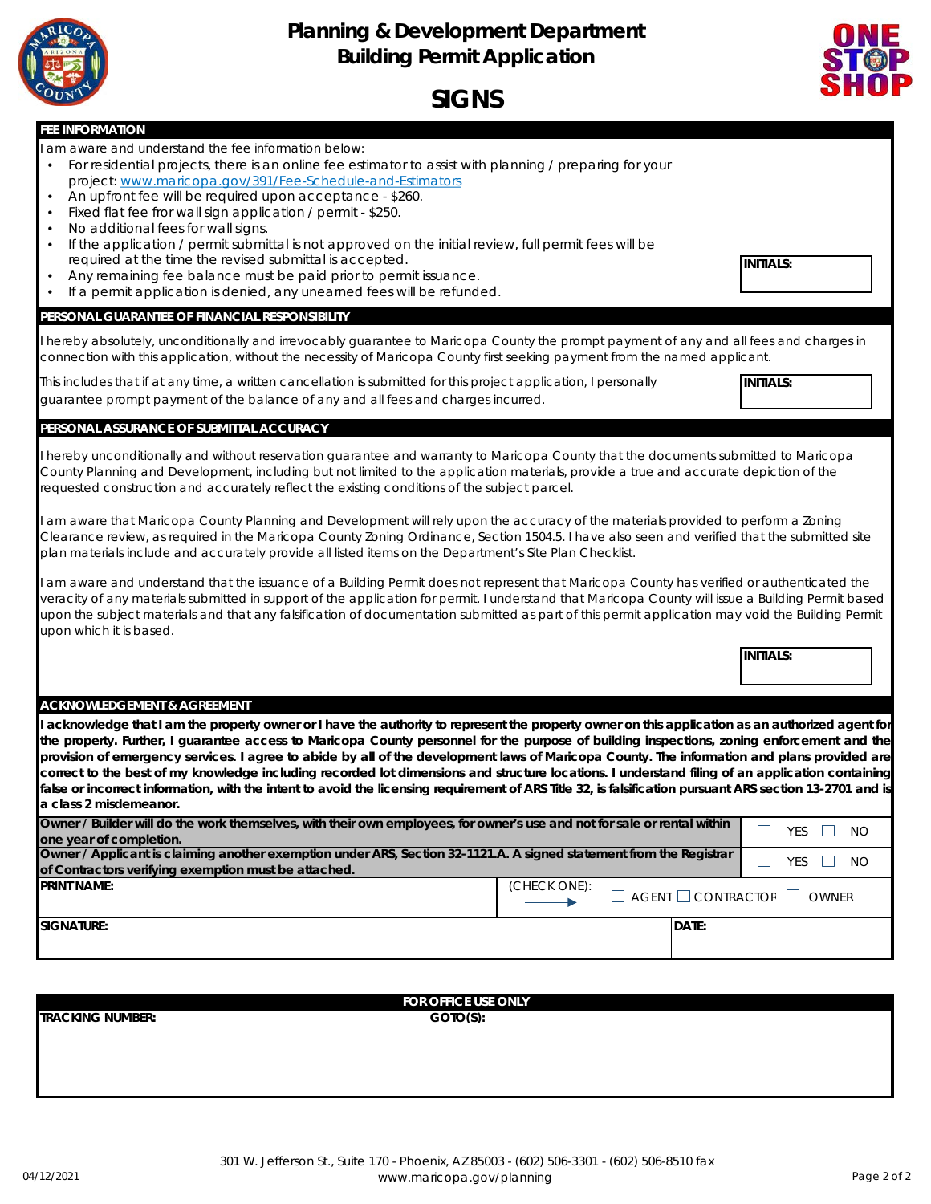# Planning & Development Department
## Building Permit Application

# SIGNS

### FEE INFORMATION

I am aware and understand the fee information below:

- For residential projects, there is an online fee estimator to assist with planning / preparing for your project: www.maricopa.gov/391/Fee-Schedule-and-Estimators
- An upfront fee will be required upon acceptance - $260.
- Fixed flat fee fror wall sign application / permit - $250.
- No additional fees for wall signs.
- If the application / permit submittal is not approved on the initial review, full permit fees will be required at the time the revised submittal is accepted.
- Any remaining fee balance must be paid prior to permit issuance.
- If a permit application is denied, any unearned fees will be refunded.

**INITIALS:**

### PERSONAL GUARANTEE OF FINANCIAL RESPONSIBILITY

I hereby absolutely, unconditionally and irrevocably guarantee to Maricopa County the prompt payment of any and all fees and charges in connection with this application, without the necessity of Maricopa County first seeking payment from the named applicant.

This includes that if at any time, a written cancellation is submitted for this project application, I personally guarantee prompt payment of the balance of any and all fees and charges incurred.

**INITIALS:**

### PERSONAL ASSURANCE OF SUBMITTAL ACCURACY

I hereby unconditionally and without reservation guarantee and warranty to Maricopa County that the documents submitted to Maricopa County Planning and Development, including but not limited to the application materials, provide a true and accurate depiction of the requested construction and accurately reflect the existing conditions of the subject parcel.

I am aware that Maricopa County Planning and Development will rely upon the accuracy of the materials provided to perform a Zoning Clearance review, as required in the Maricopa County Zoning Ordinance, Section 1504.5. I have also seen and verified that the submitted site plan materials include and accurately provide all listed items on the Department's Site Plan Checklist.

I am aware and understand that the issuance of a Building Permit does not represent that Maricopa County has verified or authenticated the veracity of any materials submitted in support of the application for permit. I understand that Maricopa County will issue a Building Permit based upon the subject materials and that any falsification of documentation submitted as part of this permit application may void the Building Permit upon which it is based.

**INITIALS:**

### ACKNOWLEDGEMENT & AGREEMENT

**I acknowledge that I am the property owner or I have the authority to represent the property owner on this application as an authorized agent for the property. Further, I guarantee access to Maricopa County personnel for the purpose of building inspections, zoning enforcement and the provision of emergency services. I agree to abide by all of the development laws of Maricopa County. The information and plans provided are correct to the best of my knowledge including recorded lot dimensions and structure locations. I understand filing of an application containing false or incorrect information, with the intent to avoid the licensing requirement of ARS Title 32, is falsification pursuant ARS section 13-2701 and is a class 2 misdemeanor.**

| | |
|---|---|
| **Owner / Builder will do the work themselves, with their own employees, for owner's use and not for sale or rental within one year of completion.** | ☐ YES ☐ NO |
| **Owner / Applicant is claiming another exemption under ARS, Section 32-1121.A. A signed statement from the Registrar of Contractors verifying exemption must be attached.** | ☐ YES ☐ NO |
| **PRINT NAME:** | (CHECK ONE): ☐ AGENT ☐ CONTRACTOR ☐ OWNER |
| **SIGNATURE:** | **DATE:** |

### FOR OFFICE USE ONLY

| | |
|---|---|
| **TRACKING NUMBER:** | **GOTO(S):** |

301 W. Jefferson St., Suite 170 - Phoenix, AZ 85003 - (602) 506-3301 - (602) 506-8510 fax
www.maricopa.gov/planning

04/12/2021